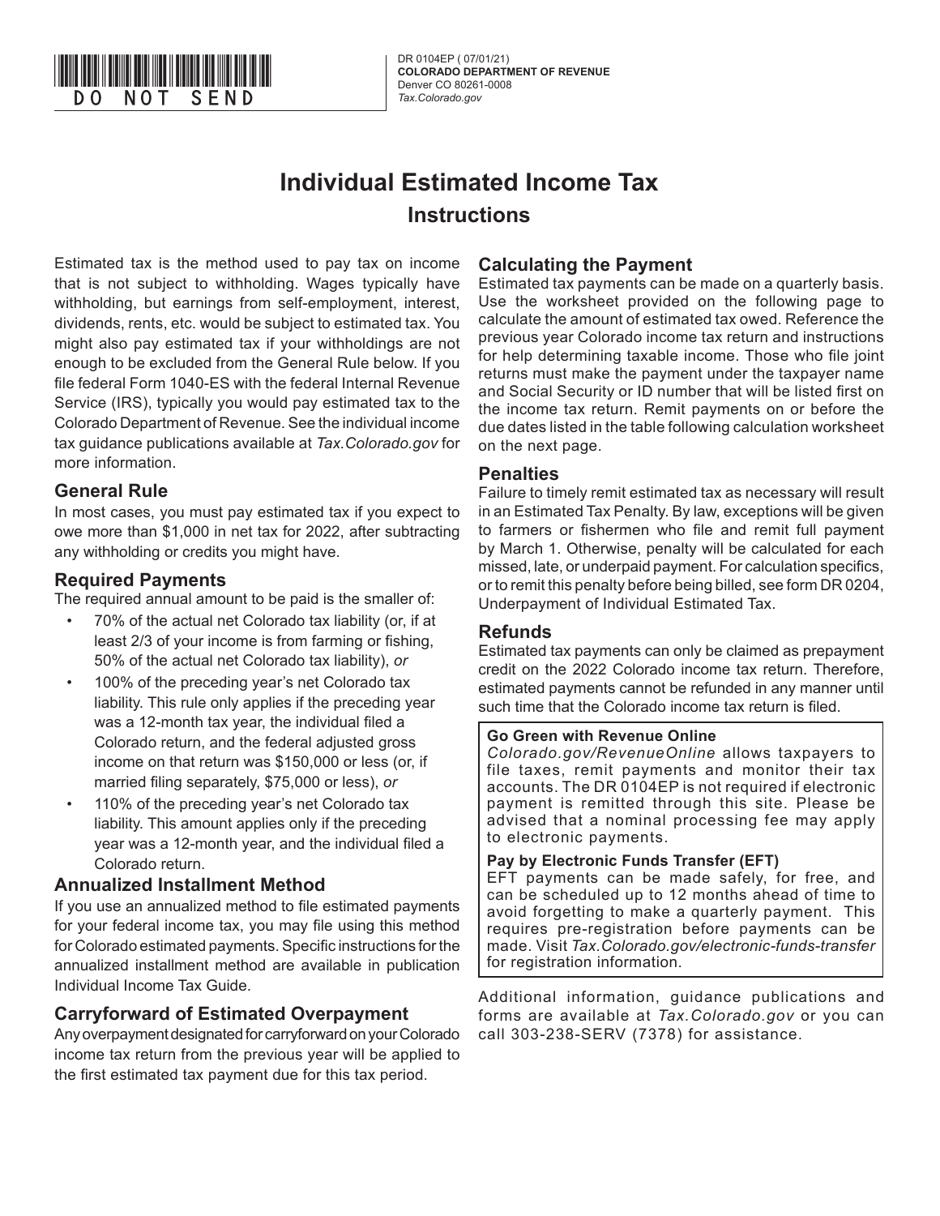DO NOT SEND

DR 0104EP (07/01/21)
**COLORADO DEPARTMENT OF REVENUE**
Denver CO 80261-0008
*Tax.Colorado.gov*

# Individual Estimated Income Tax
## Instructions

Estimated tax is the method used to pay tax on income that is not subject to withholding. Wages typically have withholding, but earnings from self-employment, interest, dividends, rents, etc. would be subject to estimated tax. You might also pay estimated tax if your withholdings are not enough to be excluded from the General Rule below. If you file federal Form 1040-ES with the federal Internal Revenue Service (IRS), typically you would pay estimated tax to the Colorado Department of Revenue. See the individual income tax guidance publications available at *Tax.Colorado.gov* for more information.

### General Rule

In most cases, you must pay estimated tax if you expect to owe more than $1,000 in net tax for 2022, after subtracting any withholding or credits you might have.

### Required Payments

The required annual amount to be paid is the smaller of:

- 70% of the actual net Colorado tax liability (or, if at least 2/3 of your income is from farming or fishing, 50% of the actual net Colorado tax liability), *or*
- 100% of the preceding year's net Colorado tax liability. This rule only applies if the preceding year was a 12-month tax year, the individual filed a Colorado return, and the federal adjusted gross income on that return was $150,000 or less (or, if married filing separately, $75,000 or less), *or*
- 110% of the preceding year's net Colorado tax liability. This amount applies only if the preceding year was a 12-month year, and the individual filed a Colorado return.

### Annualized Installment Method

If you use an annualized method to file estimated payments for your federal income tax, you may file using this method for Colorado estimated payments. Specific instructions for the annualized installment method are available in publication Individual Income Tax Guide.

### Carryforward of Estimated Overpayment

Any overpayment designated for carryforward on your Colorado income tax return from the previous year will be applied to the first estimated tax payment due for this tax period.

### Calculating the Payment

Estimated tax payments can be made on a quarterly basis. Use the worksheet provided on the following page to calculate the amount of estimated tax owed. Reference the previous year Colorado income tax return and instructions for help determining taxable income. Those who file joint returns must make the payment under the taxpayer name and Social Security or ID number that will be listed first on the income tax return. Remit payments on or before the due dates listed in the table following calculation worksheet on the next page.

### Penalties

Failure to timely remit estimated tax as necessary will result in an Estimated Tax Penalty. By law, exceptions will be given to farmers or fishermen who file and remit full payment by March 1. Otherwise, penalty will be calculated for each missed, late, or underpaid payment. For calculation specifics, or to remit this penalty before being billed, see form DR 0204, Underpayment of Individual Estimated Tax.

### Refunds

Estimated tax payments can only be claimed as prepayment credit on the 2022 Colorado income tax return. Therefore, estimated payments cannot be refunded in any manner until such time that the Colorado income tax return is filed.

**Go Green with Revenue Online**

*Colorado.gov/RevenueOnline* allows taxpayers to file taxes, remit payments and monitor their tax accounts. The DR 0104EP is not required if electronic payment is remitted through this site. Please be advised that a nominal processing fee may apply to electronic payments.

**Pay by Electronic Funds Transfer (EFT)**

EFT payments can be made safely, for free, and can be scheduled up to 12 months ahead of time to avoid forgetting to make a quarterly payment. This requires pre-registration before payments can be made. Visit *Tax.Colorado.gov/electronic-funds-transfer* for registration information.

Additional information, guidance publications and forms are available at *Tax.Colorado.gov* or you can call 303-238-SERV (7378) for assistance.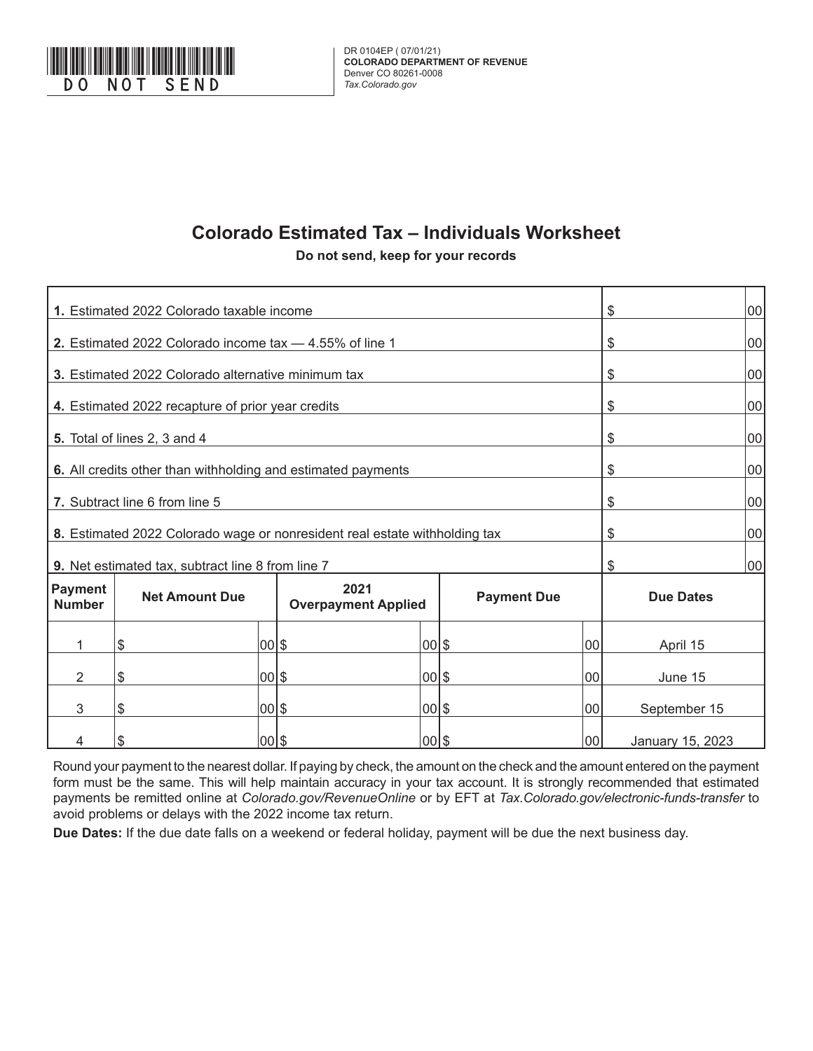DO NOT SEND

DR 0104EP (07/01/21)
**COLORADO DEPARTMENT OF REVENUE**
Denver CO 80261-0008
*Tax.Colorado.gov*

# Colorado Estimated Tax – Individuals Worksheet

**Do not send, keep for your records**

| Line | Amount |
|---|---|
| **1.** Estimated 2022 Colorado taxable income | $ 00 |
| **2.** Estimated 2022 Colorado income tax — 4.55% of line 1 | $ 00 |
| **3.** Estimated 2022 Colorado alternative minimum tax | $ 00 |
| **4.** Estimated 2022 recapture of prior year credits | $ 00 |
| **5.** Total of lines 2, 3 and 4 | $ 00 |
| **6.** All credits other than withholding and estimated payments | $ 00 |
| **7.** Subtract line 6 from line 5 | $ 00 |
| **8.** Estimated 2022 Colorado wage or nonresident real estate withholding tax | $ 00 |
| **9.** Net estimated tax, subtract line 8 from line 7 | $ 00 |

| Payment Number | Net Amount Due | 2021 Overpayment Applied | Payment Due | Due Dates |
|---|---|---|---|---|
| 1 | $ 00 | $ 00 | $ 00 | April 15 |
| 2 | $ 00 | $ 00 | $ 00 | June 15 |
| 3 | $ 00 | $ 00 | $ 00 | September 15 |
| 4 | $ 00 | $ 00 | $ 00 | January 15, 2023 |

Round your payment to the nearest dollar. If paying by check, the amount on the check and the amount entered on the payment form must be the same. This will help maintain accuracy in your tax account. It is strongly recommended that estimated payments be remitted online at *Colorado.gov/RevenueOnline* or by EFT at *Tax.Colorado.gov/electronic-funds-transfer* to avoid problems or delays with the 2022 income tax return.

**Due Dates:** If the due date falls on a weekend or federal holiday, payment will be due the next business day.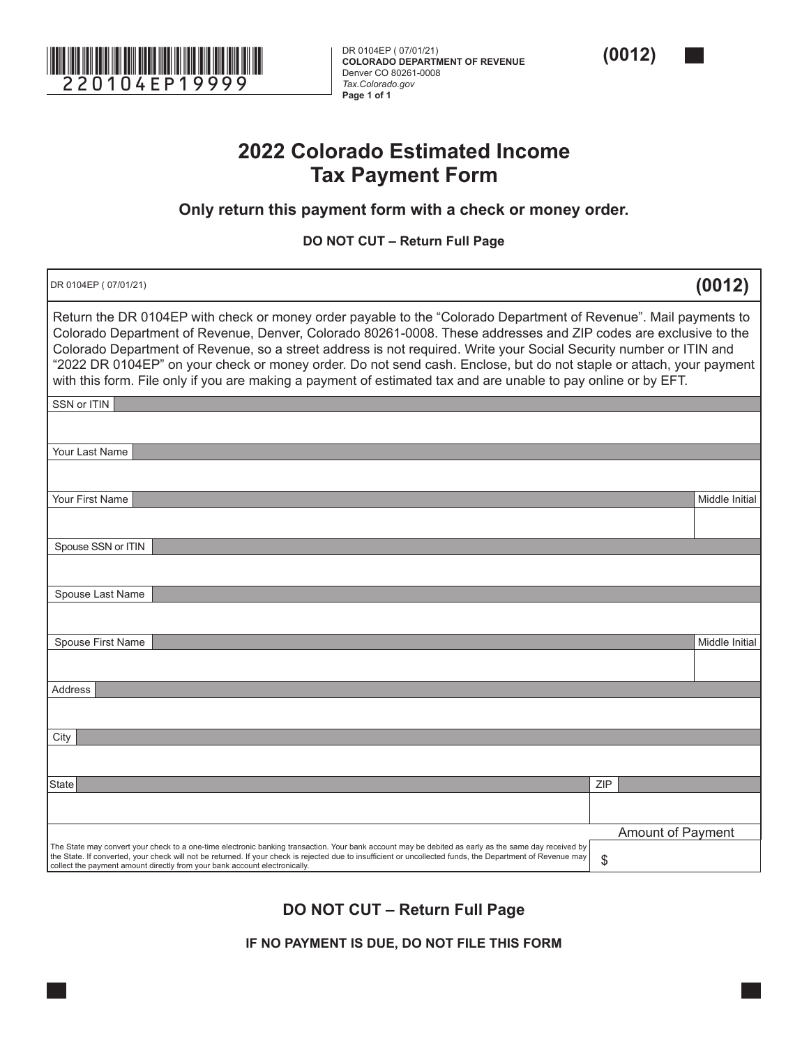220104EP19999

DR 0104EP ( 07/01/21)
**COLORADO DEPARTMENT OF REVENUE**
Denver CO 80261-0008
*Tax.Colorado.gov*

**(0012)**

# 2022 Colorado Estimated Income Tax Payment Form

**Only return this payment form with a check or money order.**

**DO NOT CUT – Return Full Page**

DR 0104EP ( 07/01/21) **(0012)**

Return the DR 0104EP with check or money order payable to the "Colorado Department of Revenue". Mail payments to Colorado Department of Revenue, Denver, Colorado 80261-0008. These addresses and ZIP codes are exclusive to the Colorado Department of Revenue, so a street address is not required. Write your Social Security number or ITIN and "2022 DR 0104EP" on your check or money order. Do not send cash. Enclose, but do not staple or attach, your payment with this form. File only if you are making a payment of estimated tax and are unable to pay online or by EFT.

| | |
|---|---|
| SSN or ITIN | |
| Your Last Name | |
| Your First Name | Middle Initial |
| Spouse SSN or ITIN | |
| Spouse Last Name | |
| Spouse First Name | Middle Initial |
| Address | |
| City | |
| State | ZIP |

The State may convert your check to a one-time electronic banking transaction. Your bank account may be debited as early as the same day received by the State. If converted, your check will not be returned. If your check is rejected due to insufficient or uncollected funds, the Department of Revenue may collect the payment amount directly from your bank account electronically.

Amount of Payment
$

**DO NOT CUT – Return Full Page**

**IF NO PAYMENT IS DUE, DO NOT FILE THIS FORM**